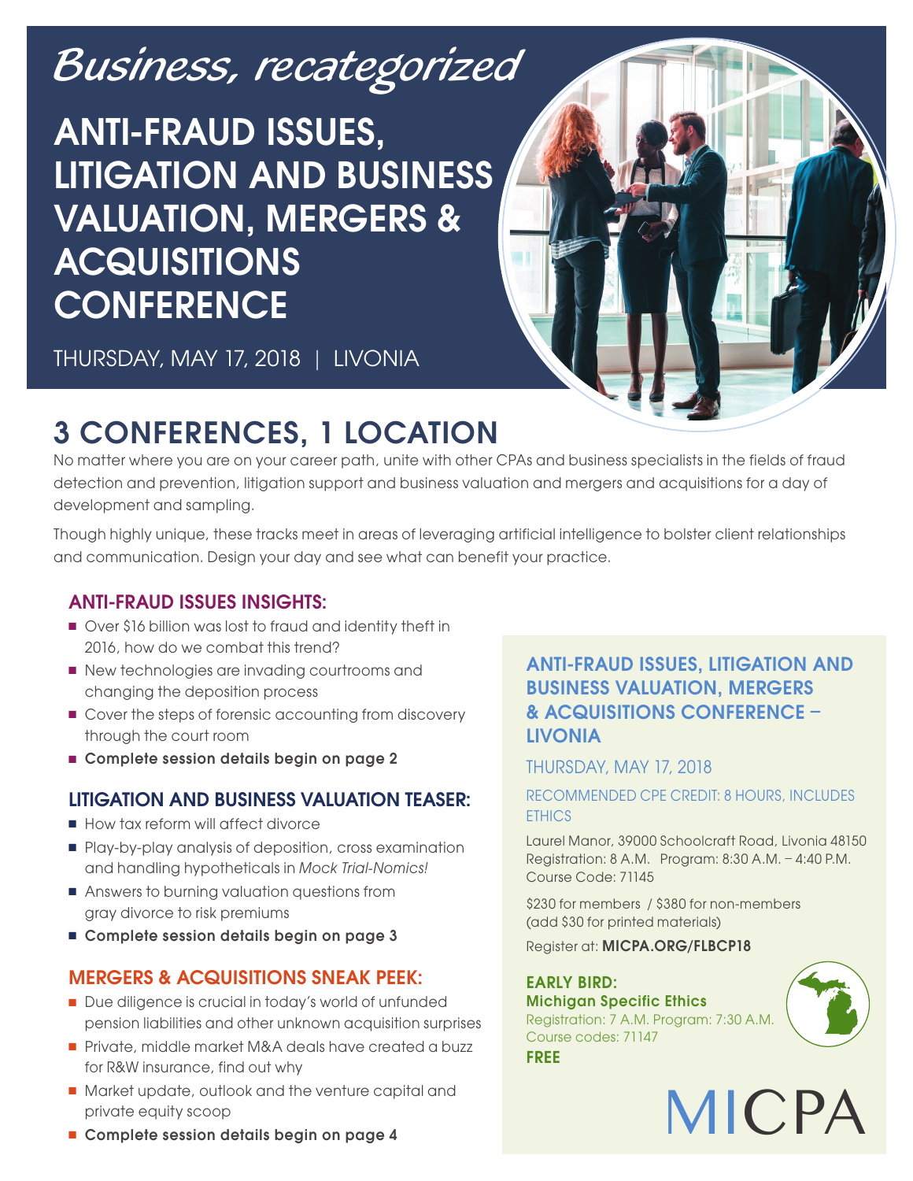*Business, recategorized*

# ANTI-FRAUD ISSUES, LITIGATION AND BUSINESS VALUATION, MERGERS & ACQUISITIONS CONFERENCE

THURSDAY, MAY 17, 2018 | LIVONIA

## 3 CONFERENCES, 1 LOCATION

No matter where you are on your career path, unite with other CPAs and business specialists in the fields of fraud detection and prevention, litigation support and business valuation and mergers and acquisitions for a day of development and sampling.

Though highly unique, these tracks meet in areas of leveraging artificial intelligence to bolster client relationships and communication. Design your day and see what can benefit your practice.

### ANTI-FRAUD ISSUES INSIGHTS:

- Over $16 billion was lost to fraud and identity theft in 2016, how do we combat this trend?
- New technologies are invading courtrooms and changing the deposition process
- Cover the steps of forensic accounting from discovery through the court room
- **Complete session details begin on page 2**

### LITIGATION AND BUSINESS VALUATION TEASER:

- How tax reform will affect divorce
- Play-by-play analysis of deposition, cross examination and handling hypotheticals in *Mock Trial-Nomics!*
- Answers to burning valuation questions from gray divorce to risk premiums
- **Complete session details begin on page 3**

### MERGERS & ACQUISITIONS SNEAK PEEK:

- Due diligence is crucial in today's world of unfunded pension liabilities and other unknown acquisition surprises
- Private, middle market M&A deals have created a buzz for R&W insurance, find out why
- Market update, outlook and the venture capital and private equity scoop
- **Complete session details begin on page 4**

### ANTI-FRAUD ISSUES, LITIGATION AND BUSINESS VALUATION, MERGERS & ACQUISITIONS CONFERENCE – LIVONIA

THURSDAY, MAY 17, 2018

RECOMMENDED CPE CREDIT: 8 HOURS, INCLUDES ETHICS

Laurel Manor, 39000 Schoolcraft Road, Livonia 48150
Registration: 8 A.M. Program: 8:30 A.M. – 4:40 P.M.
Course Code: 71145

$230 for members / $380 for non-members
(add $30 for printed materials)

Register at: **MICPA.ORG/FLBCP18**

**EARLY BIRD:**
**Michigan Specific Ethics**
Registration: 7 A.M. Program: 7:30 A.M.
Course codes: 71147
**FREE**

MICPA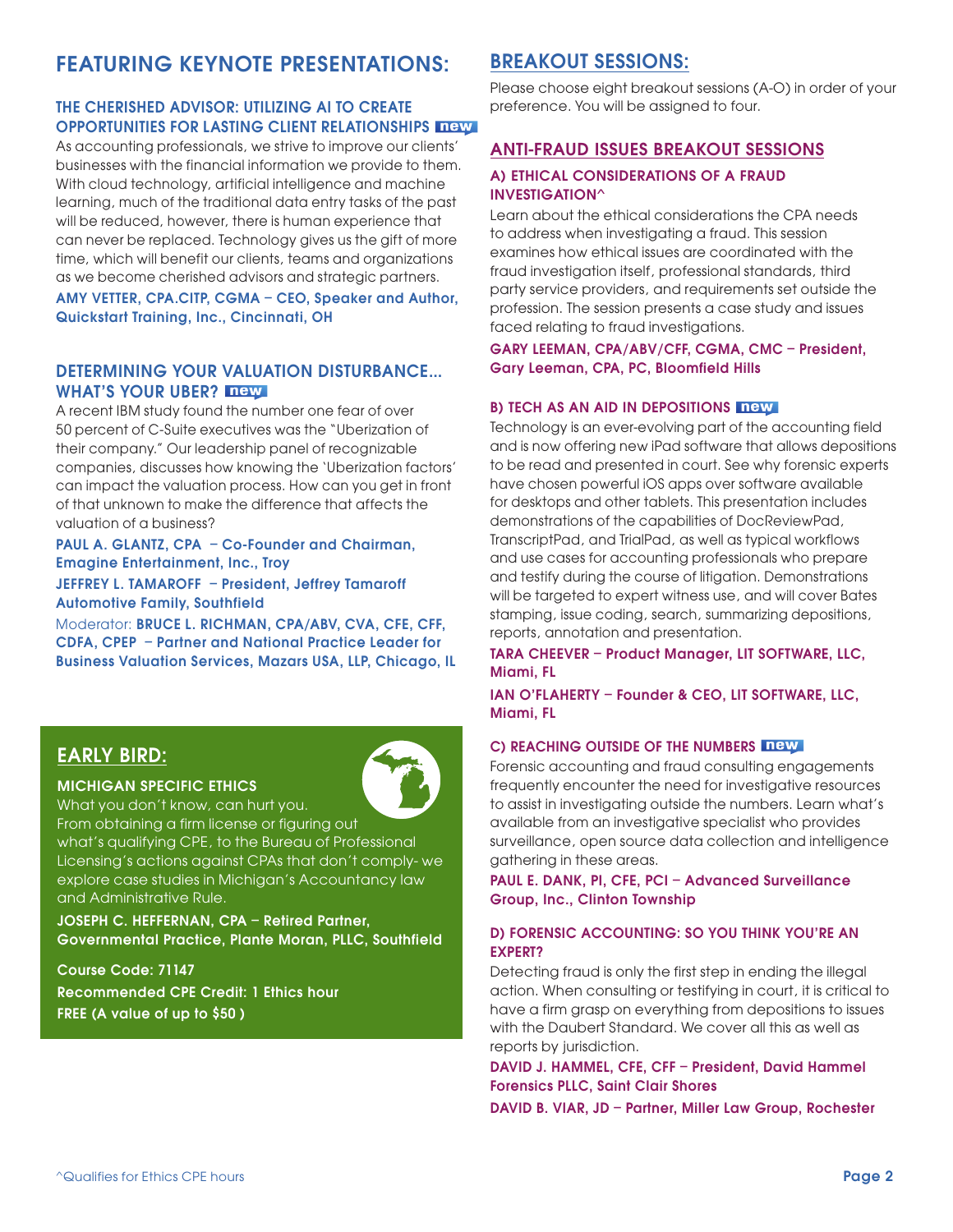## FEATURING KEYNOTE PRESENTATIONS:

### THE CHERISHED ADVISOR: UTILIZING AI TO CREATE OPPORTUNITIES FOR LASTING CLIENT RELATIONSHIPS new

As accounting professionals, we strive to improve our clients' businesses with the financial information we provide to them. With cloud technology, artificial intelligence and machine learning, much of the traditional data entry tasks of the past will be reduced, however, there is human experience that can never be replaced. Technology gives us the gift of more time, which will benefit our clients, teams and organizations as we become cherished advisors and strategic partners.

**AMY VETTER, CPA.CITP, CGMA – CEO, Speaker and Author, Quickstart Training, Inc., Cincinnati, OH**

### DETERMINING YOUR VALUATION DISTURBANCE... WHAT'S YOUR UBER? new

A recent IBM study found the number one fear of over 50 percent of C-Suite executives was the "Uberization of their company." Our leadership panel of recognizable companies, discusses how knowing the 'Uberization factors' can impact the valuation process. How can you get in front of that unknown to make the difference that affects the valuation of a business?

**PAUL A. GLANTZ, CPA – Co-Founder and Chairman, Emagine Entertainment, Inc., Troy**

**JEFFREY L. TAMAROFF – President, Jeffrey Tamaroff Automotive Family, Southfield**

Moderator: **BRUCE L. RICHMAN, CPA/ABV, CVA, CFE, CFF, CDFA, CPEP – Partner and National Practice Leader for Business Valuation Services, Mazars USA, LLP, Chicago, IL**

## EARLY BIRD:

### MICHIGAN SPECIFIC ETHICS

What you don't know, can hurt you. From obtaining a firm license or figuring out what's qualifying CPE, to the Bureau of Professional Licensing's actions against CPAs that don't comply- we explore case studies in Michigan's Accountancy law and Administrative Rule.

**JOSEPH C. HEFFERNAN, CPA – Retired Partner, Governmental Practice, Plante Moran, PLLC, Southfield**

**Course Code: 71147**

**Recommended CPE Credit: 1 Ethics hour**

**FREE (A value of up to $50 )**

## BREAKOUT SESSIONS:

Please choose eight breakout sessions (A-O) in order of your preference. You will be assigned to four.

## ANTI-FRAUD ISSUES BREAKOUT SESSIONS

### A) ETHICAL CONSIDERATIONS OF A FRAUD INVESTIGATION^

Learn about the ethical considerations the CPA needs to address when investigating a fraud. This session examines how ethical issues are coordinated with the fraud investigation itself, professional standards, third party service providers, and requirements set outside the profession. The session presents a case study and issues faced relating to fraud investigations.

**GARY LEEMAN, CPA/ABV/CFF, CGMA, CMC – President, Gary Leeman, CPA, PC, Bloomfield Hills**

### B) TECH AS AN AID IN DEPOSITIONS new

Technology is an ever-evolving part of the accounting field and is now offering new iPad software that allows depositions to be read and presented in court. See why forensic experts have chosen powerful iOS apps over software available for desktops and other tablets. This presentation includes demonstrations of the capabilities of DocReviewPad, TranscriptPad, and TrialPad, as well as typical workflows and use cases for accounting professionals who prepare and testify during the course of litigation. Demonstrations will be targeted to expert witness use, and will cover Bates stamping, issue coding, search, summarizing depositions, reports, annotation and presentation.

**TARA CHEEVER – Product Manager, LIT SOFTWARE, LLC, Miami, FL**

**IAN O'FLAHERTY – Founder & CEO, LIT SOFTWARE, LLC, Miami, FL**

### C) REACHING OUTSIDE OF THE NUMBERS new

Forensic accounting and fraud consulting engagements frequently encounter the need for investigative resources to assist in investigating outside the numbers. Learn what's available from an investigative specialist who provides surveillance, open source data collection and intelligence gathering in these areas.

**PAUL E. DANK, PI, CFE, PCI – Advanced Surveillance Group, Inc., Clinton Township**

### D) FORENSIC ACCOUNTING: SO YOU THINK YOU'RE AN EXPERT?

Detecting fraud is only the first step in ending the illegal action. When consulting or testifying in court, it is critical to have a firm grasp on everything from depositions to issues with the Daubert Standard. We cover all this as well as reports by jurisdiction.

**DAVID J. HAMMEL, CFE, CFF – President, David Hammel Forensics PLLC, Saint Clair Shores**

**DAVID B. VIAR, JD – Partner, Miller Law Group, Rochester**

^Qualifies for Ethics CPE hours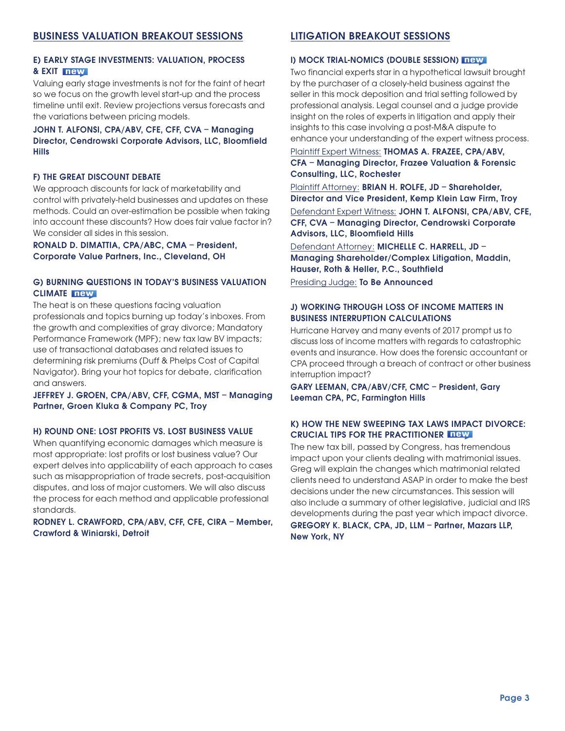## BUSINESS VALUATION BREAKOUT SESSIONS

### E) EARLY STAGE INVESTMENTS: VALUATION, PROCESS & EXIT new

Valuing early stage investments is not for the faint of heart so we focus on the growth level start-up and the process timeline until exit. Review projections versus forecasts and the variations between pricing models.

**JOHN T. ALFONSI, CPA/ABV, CFE, CFF, CVA – Managing Director, Cendrowski Corporate Advisors, LLC, Bloomfield Hills**

### F) THE GREAT DISCOUNT DEBATE

We approach discounts for lack of marketability and control with privately-held businesses and updates on these methods. Could an over-estimation be possible when taking into account these discounts? How does fair value factor in? We consider all sides in this session.

**RONALD D. DIMATTIA, CPA/ABC, CMA – President, Corporate Value Partners, Inc., Cleveland, OH**

### G) BURNING QUESTIONS IN TODAY'S BUSINESS VALUATION CLIMATE new

The heat is on these questions facing valuation professionals and topics burning up today's inboxes. From the growth and complexities of gray divorce; Mandatory Performance Framework (MPF); new tax law BV impacts; use of transactional databases and related issues to determining risk premiums (Duff & Phelps Cost of Capital Navigator). Bring your hot topics for debate, clarification and answers.

**JEFFREY J. GROEN, CPA/ABV, CFF, CGMA, MST – Managing Partner, Groen Kluka & Company PC, Troy**

### H) ROUND ONE: LOST PROFITS VS. LOST BUSINESS VALUE

When quantifying economic damages which measure is most appropriate: lost profits or lost business value? Our expert delves into applicability of each approach to cases such as misappropriation of trade secrets, post-acquisition disputes, and loss of major customers. We will also discuss the process for each method and applicable professional standards.

**RODNEY L. CRAWFORD, CPA/ABV, CFF, CFE, CIRA – Member, Crawford & Winiarski, Detroit**

## LITIGATION BREAKOUT SESSIONS

### I) MOCK TRIAL-NOMICS (DOUBLE SESSION) new

Two financial experts star in a hypothetical lawsuit brought by the purchaser of a closely-held business against the seller in this mock deposition and trial setting followed by professional analysis. Legal counsel and a judge provide insight on the roles of experts in litigation and apply their insights to this case involving a post-M&A dispute to enhance your understanding of the expert witness process.

Plaintiff Expert Witness: **THOMAS A. FRAZEE, CPA/ABV, CFA – Managing Director, Frazee Valuation & Forensic Consulting, LLC, Rochester**

Plaintiff Attorney: **BRIAN H. ROLFE, JD – Shareholder, Director and Vice President, Kemp Klein Law Firm, Troy**

Defendant Expert Witness: **JOHN T. ALFONSI, CPA/ABV, CFE, CFF, CVA – Managing Director, Cendrowski Corporate Advisors, LLC, Bloomfield Hills**

Defendant Attorney: **MICHELLE C. HARRELL, JD – Managing Shareholder/Complex Litigation, Maddin, Hauser, Roth & Heller, P.C., Southfield**

Presiding Judge: **To Be Announced**

### J) WORKING THROUGH LOSS OF INCOME MATTERS IN BUSINESS INTERRUPTION CALCULATIONS

Hurricane Harvey and many events of 2017 prompt us to discuss loss of income matters with regards to catastrophic events and insurance. How does the forensic accountant or CPA proceed through a breach of contract or other business interruption impact?

**GARY LEEMAN, CPA/ABV/CFF, CMC – President, Gary Leeman CPA, PC, Farmington Hills**

### K) HOW THE NEW SWEEPING TAX LAWS IMPACT DIVORCE: CRUCIAL TIPS FOR THE PRACTITIONER new

The new tax bill, passed by Congress, has tremendous impact upon your clients dealing with matrimonial issues. Greg will explain the changes which matrimonial related clients need to understand ASAP in order to make the best decisions under the new circumstances. This session will also include a summary of other legislative, judicial and IRS developments during the past year which impact divorce.

**GREGORY K. BLACK, CPA, JD, LLM – Partner, Mazars LLP, New York, NY**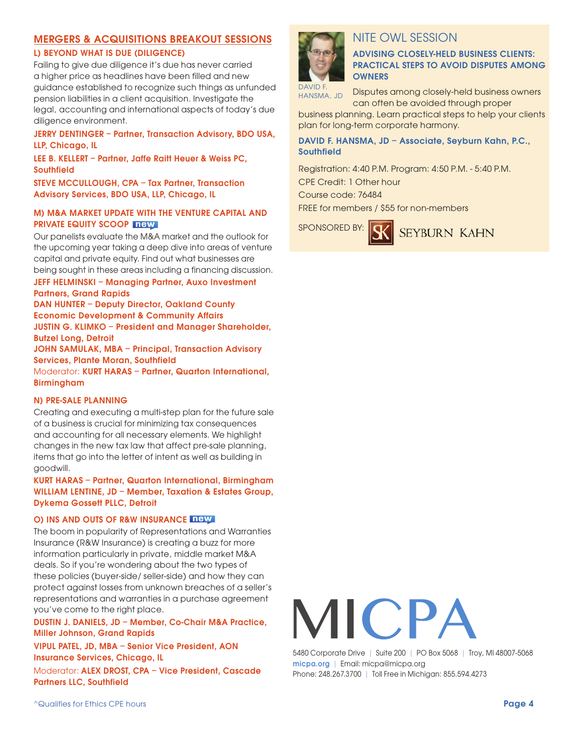## MERGERS & ACQUISITIONS BREAKOUT SESSIONS

### L) BEYOND WHAT IS DUE (DILIGENCE)

Failing to give due diligence it's due has never carried a higher price as headlines have been filled and new guidance established to recognize such things as unfunded pension liabilities in a client acquisition. Investigate the legal, accounting and international aspects of today's due diligence environment.

**JERRY DENTINGER – Partner, Transaction Advisory, BDO USA, LLP, Chicago, IL**

**LEE B. KELLERT – Partner, Jaffe Raitt Heuer & Weiss PC, Southfield**

**STEVE MCCULLOUGH, CPA – Tax Partner, Transaction Advisory Services, BDO USA, LLP, Chicago, IL**

### M) M&A MARKET UPDATE WITH THE VENTURE CAPITAL AND PRIVATE EQUITY SCOOP new

Our panelists evaluate the M&A market and the outlook for the upcoming year taking a deep dive into areas of venture capital and private equity. Find out what businesses are being sought in these areas including a financing discussion.

**JEFF HELMINSKI – Managing Partner, Auxo Investment Partners, Grand Rapids**
**DAN HUNTER – Deputy Director, Oakland County Economic Development & Community Affairs**
**JUSTIN G. KLIMKO – President and Manager Shareholder, Butzel Long, Detroit**
**JOHN SAMULAK, MBA – Principal, Transaction Advisory Services, Plante Moran, Southfield**
Moderator: **KURT HARAS – Partner, Quarton International, Birmingham**

### N) PRE-SALE PLANNING

Creating and executing a multi-step plan for the future sale of a business is crucial for minimizing tax consequences and accounting for all necessary elements. We highlight changes in the new tax law that affect pre-sale planning, items that go into the letter of intent as well as building in goodwill.

**KURT HARAS – Partner, Quarton International, Birmingham**
**WILLIAM LENTINE, JD – Member, Taxation & Estates Group, Dykema Gossett PLLC, Detroit**

### O) INS AND OUTS OF R&W INSURANCE new

The boom in popularity of Representations and Warranties Insurance (R&W Insurance) is creating a buzz for more information particularly in private, middle market M&A deals. So if you're wondering about the two types of these policies (buyer-side/ seller-side) and how they can protect against losses from unknown breaches of a seller's representations and warranties in a purchase agreement you've come to the right place.

**DUSTIN J. DANIELS, JD – Member, Co-Chair M&A Practice, Miller Johnson, Grand Rapids**

**VIPUL PATEL, JD, MBA – Senior Vice President, AON Insurance Services, Chicago, IL**

Moderator: **ALEX DROST, CPA – Vice President, Cascade Partners LLC, Southfield**

## NITE OWL SESSION

### ADVISING CLOSELY-HELD BUSINESS CLIENTS: PRACTICAL STEPS TO AVOID DISPUTES AMONG OWNERS

DAVID F. HANSMA, JD

Disputes among closely-held business owners can often be avoided through proper business planning. Learn practical steps to help your clients plan for long-term corporate harmony.

**DAVID F. HANSMA, JD – Associate, Seyburn Kahn, P.C., Southfield**

Registration: 4:40 P.M. Program: 4:50 P.M. - 5:40 P.M.
CPE Credit: 1 Other hour
Course code: 76484
FREE for members / $55 for non-members

SPONSORED BY: SEYBURN KAHN

MICPA

5480 Corporate Drive | Suite 200 | PO Box 5068 | Troy, MI 48007-5068
micpa.org | Email: micpa@micpa.org
Phone: 248.267.3700 | Toll Free in Michigan: 855.594.4273

^Qualifies for Ethics CPE hours